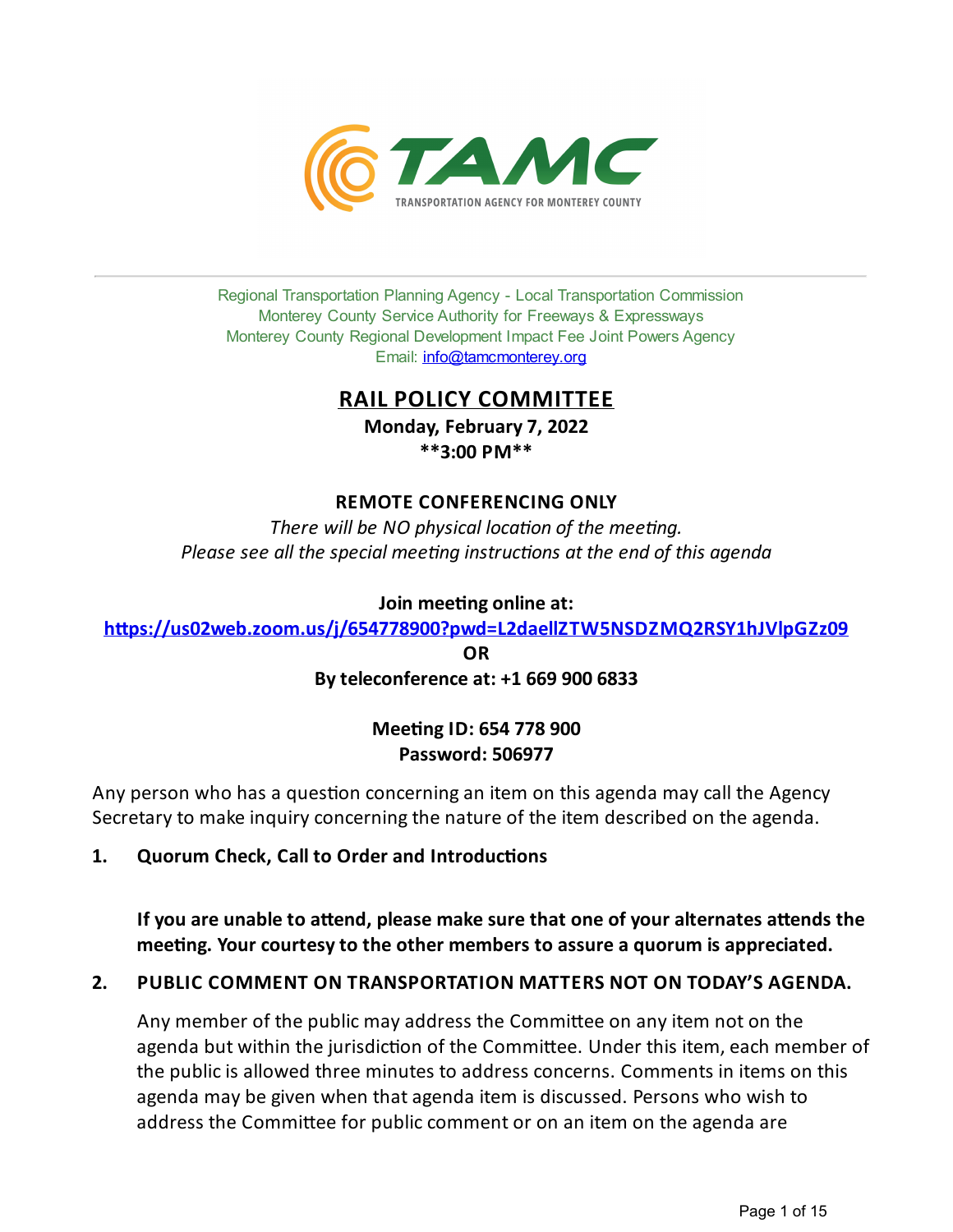TAMC

TRANSPORTATION AGENCY FOR MONTEREY COUNTY

Regional Transportation Planning Agency - Local Transportation Commission
Monterey County Service Authority for Freeways & Expressways
Monterey County Regional Development Impact Fee Joint Powers Agency
Email: info@tamcmonterey.org

# RAIL POLICY COMMITTEE

**Monday, February 7, 2022**
****3:00 PM****

**REMOTE CONFERENCING ONLY**

*There will be NO physical location of the meeting.*
*Please see all the special meeting instructions at the end of this agenda*

**Join meeting online at:**
**https://us02web.zoom.us/j/654778900?pwd=L2daellZTW5NSDZMQ2RSY1hJVlpGZz09**
**OR**
**By teleconference at: +1 669 900 6833**

**Meeting ID: 654 778 900**
**Password: 506977**

Any person who has a question concerning an item on this agenda may call the Agency Secretary to make inquiry concerning the nature of the item described on the agenda.

1. **Quorum Check, Call to Order and Introductions**

   **If you are unable to attend, please make sure that one of your alternates attends the meeting. Your courtesy to the other members to assure a quorum is appreciated.**

2. **PUBLIC COMMENT ON TRANSPORTATION MATTERS NOT ON TODAY'S AGENDA.**

   Any member of the public may address the Committee on any item not on the agenda but within the jurisdiction of the Committee. Under this item, each member of the public is allowed three minutes to address concerns. Comments in items on this agenda may be given when that agenda item is discussed. Persons who wish to address the Committee for public comment or on an item on the agenda are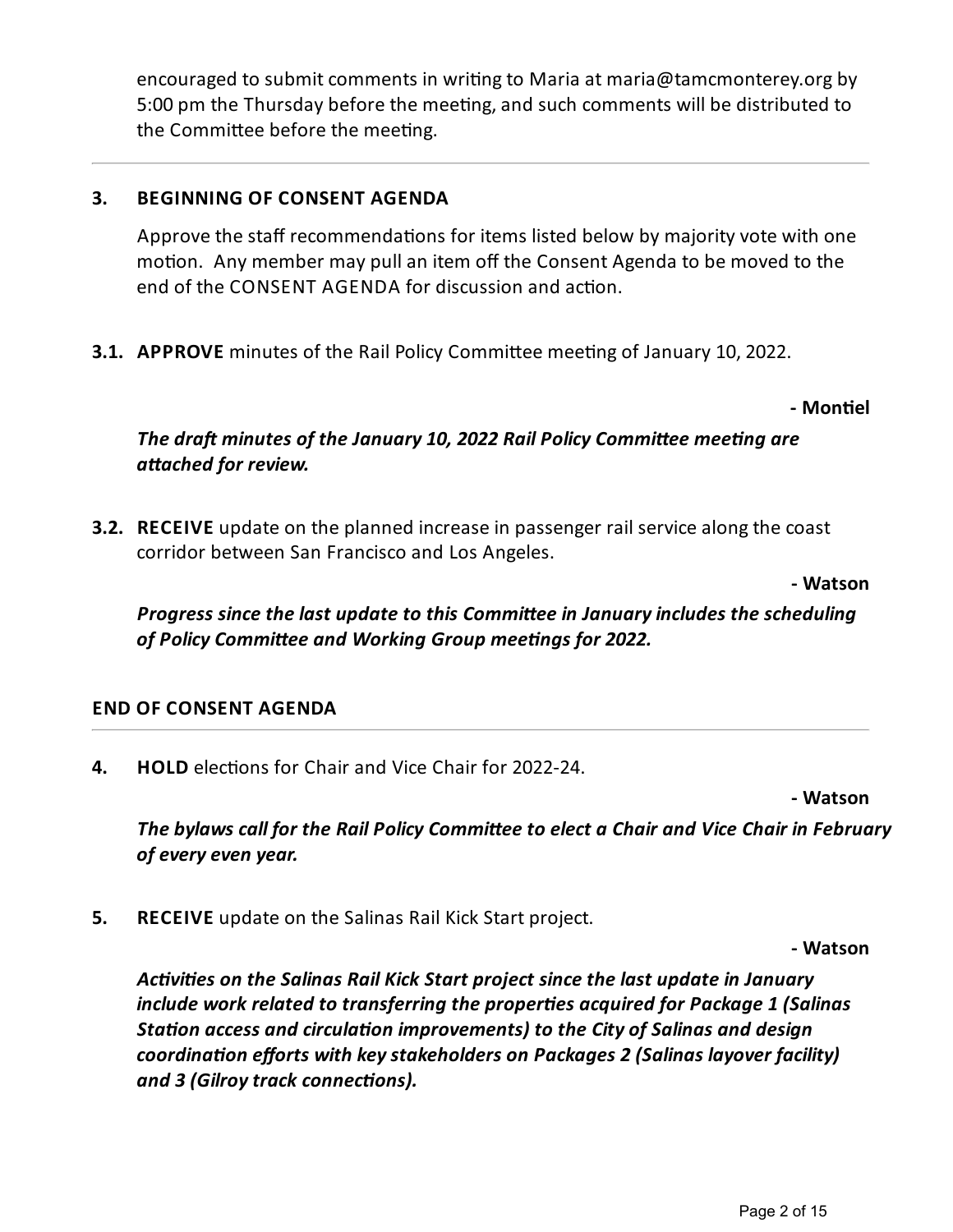encouraged to submit comments in writing to Maria at maria@tamcmonterey.org by 5:00 pm the Thursday before the meeting, and such comments will be distributed to the Committee before the meeting.

---

**3. BEGINNING OF CONSENT AGENDA**

Approve the staff recommendations for items listed below by majority vote with one motion. Any member may pull an item off the Consent Agenda to be moved to the end of the CONSENT AGENDA for discussion and action.

**3.1. APPROVE** minutes of the Rail Policy Committee meeting of January 10, 2022.

**- Montiel**

***The draft minutes of the January 10, 2022 Rail Policy Committee meeting are attached for review.***

**3.2. RECEIVE** update on the planned increase in passenger rail service along the coast corridor between San Francisco and Los Angeles.

**- Watson**

***Progress since the last update to this Committee in January includes the scheduling of Policy Committee and Working Group meetings for 2022.***

**END OF CONSENT AGENDA**

---

**4. HOLD** elections for Chair and Vice Chair for 2022-24.

**- Watson**

***The bylaws call for the Rail Policy Committee to elect a Chair and Vice Chair in February of every even year.***

**5. RECEIVE** update on the Salinas Rail Kick Start project.

**- Watson**

***Activities on the Salinas Rail Kick Start project since the last update in January include work related to transferring the properties acquired for Package 1 (Salinas Station access and circulation improvements) to the City of Salinas and design coordination efforts with key stakeholders on Packages 2 (Salinas layover facility) and 3 (Gilroy track connections).***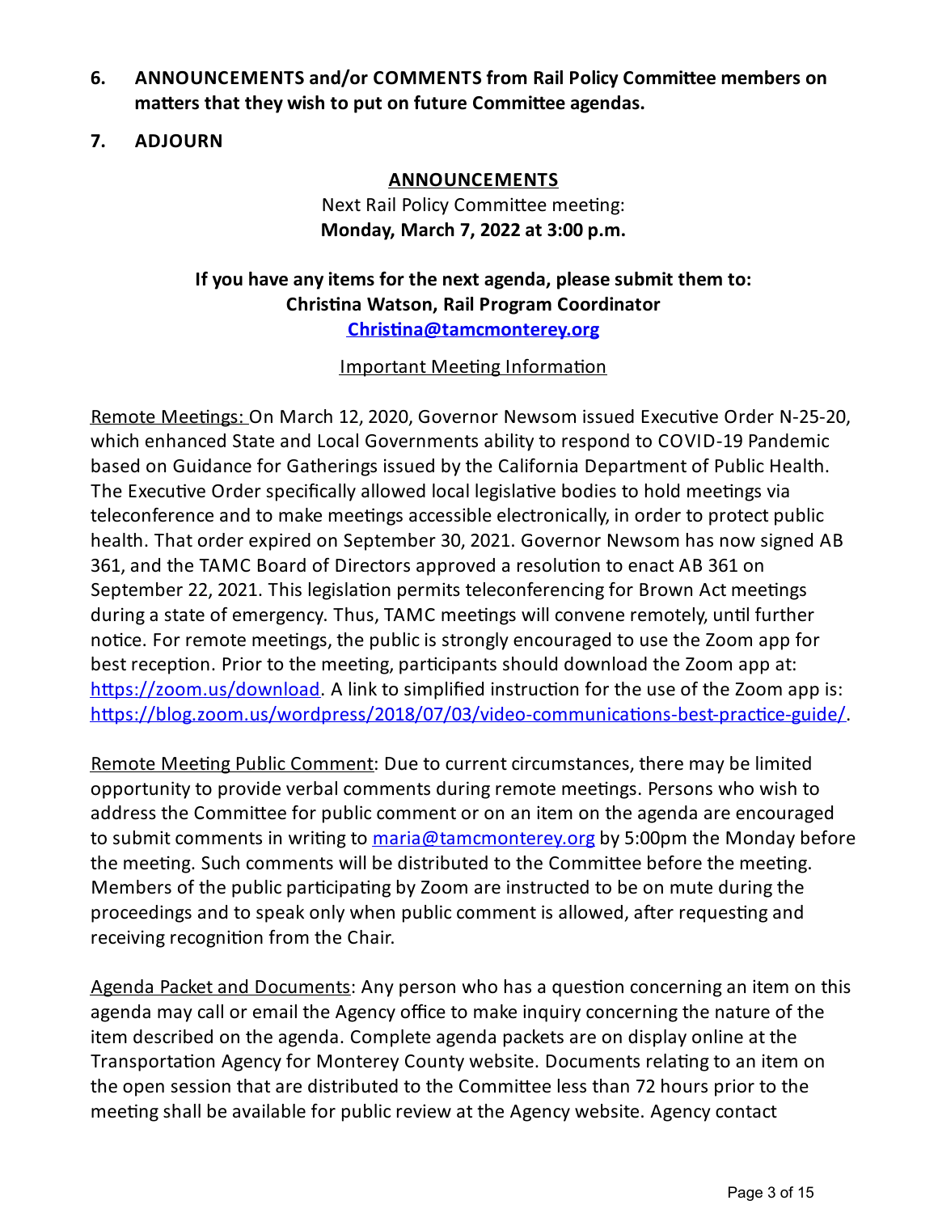6. **ANNOUNCEMENTS and/or COMMENTS from Rail Policy Committee members on matters that they wish to put on future Committee agendas.**

7. **ADJOURN**

**ANNOUNCEMENTS**

Next Rail Policy Committee meeting:
**Monday, March 7, 2022 at 3:00 p.m.**

**If you have any items for the next agenda, please submit them to:**
**Christina Watson, Rail Program Coordinator**
**[Christina@tamcmonterey.org](mailto:Christina@tamcmonterey.org)**

Important Meeting Information

Remote Meetings: On March 12, 2020, Governor Newsom issued Executive Order N-25-20, which enhanced State and Local Governments ability to respond to COVID-19 Pandemic based on Guidance for Gatherings issued by the California Department of Public Health. The Executive Order specifically allowed local legislative bodies to hold meetings via teleconference and to make meetings accessible electronically, in order to protect public health. That order expired on September 30, 2021. Governor Newsom has now signed AB 361, and the TAMC Board of Directors approved a resolution to enact AB 361 on September 22, 2021. This legislation permits teleconferencing for Brown Act meetings during a state of emergency. Thus, TAMC meetings will convene remotely, until further notice. For remote meetings, the public is strongly encouraged to use the Zoom app for best reception. Prior to the meeting, participants should download the Zoom app at: [https://zoom.us/download](https://zoom.us/download). A link to simplified instruction for the use of the Zoom app is: [https://blog.zoom.us/wordpress/2018/07/03/video-communications-best-practice-guide/](https://blog.zoom.us/wordpress/2018/07/03/video-communications-best-practice-guide/).

Remote Meeting Public Comment: Due to current circumstances, there may be limited opportunity to provide verbal comments during remote meetings. Persons who wish to address the Committee for public comment or on an item on the agenda are encouraged to submit comments in writing to [maria@tamcmonterey.org](mailto:maria@tamcmonterey.org) by 5:00pm the Monday before the meeting. Such comments will be distributed to the Committee before the meeting. Members of the public participating by Zoom are instructed to be on mute during the proceedings and to speak only when public comment is allowed, after requesting and receiving recognition from the Chair.

Agenda Packet and Documents: Any person who has a question concerning an item on this agenda may call or email the Agency office to make inquiry concerning the nature of the item described on the agenda. Complete agenda packets are on display online at the Transportation Agency for Monterey County website. Documents relating to an item on the open session that are distributed to the Committee less than 72 hours prior to the meeting shall be available for public review at the Agency website. Agency contact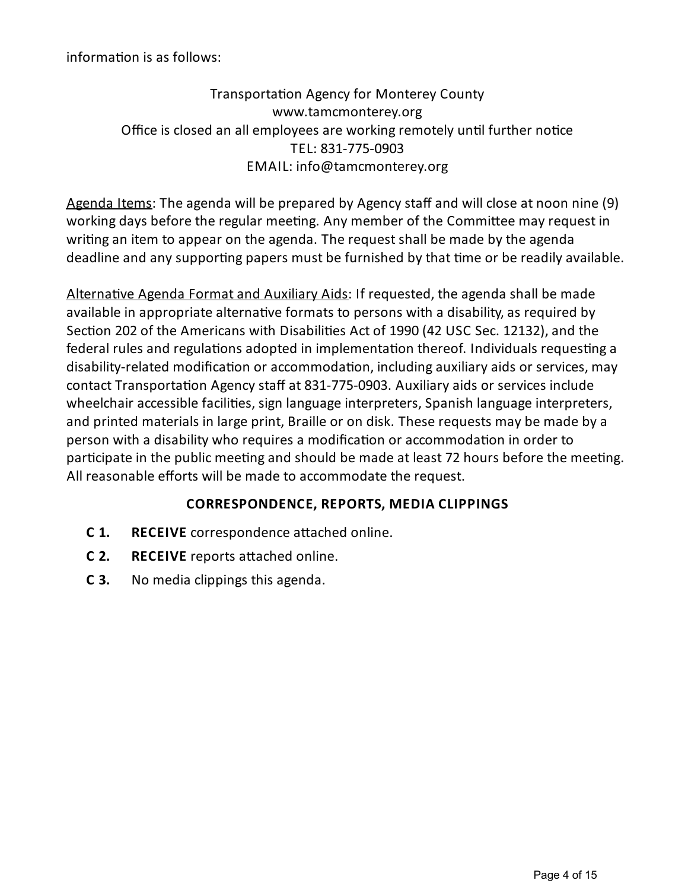information is as follows:

Transportation Agency for Monterey County
www.tamcmonterey.org
Office is closed an all employees are working remotely until further notice
TEL: 831-775-0903
EMAIL: info@tamcmonterey.org

Agenda Items: The agenda will be prepared by Agency staff and will close at noon nine (9) working days before the regular meeting. Any member of the Committee may request in writing an item to appear on the agenda. The request shall be made by the agenda deadline and any supporting papers must be furnished by that time or be readily available.

Alternative Agenda Format and Auxiliary Aids: If requested, the agenda shall be made available in appropriate alternative formats to persons with a disability, as required by Section 202 of the Americans with Disabilities Act of 1990 (42 USC Sec. 12132), and the federal rules and regulations adopted in implementation thereof. Individuals requesting a disability-related modification or accommodation, including auxiliary aids or services, may contact Transportation Agency staff at 831-775-0903. Auxiliary aids or services include wheelchair accessible facilities, sign language interpreters, Spanish language interpreters, and printed materials in large print, Braille or on disk. These requests may be made by a person with a disability who requires a modification or accommodation in order to participate in the public meeting and should be made at least 72 hours before the meeting. All reasonable efforts will be made to accommodate the request.

## CORRESPONDENCE, REPORTS, MEDIA CLIPPINGS

**C 1.** **RECEIVE** correspondence attached online.

**C 2.** **RECEIVE** reports attached online.

**C 3.** No media clippings this agenda.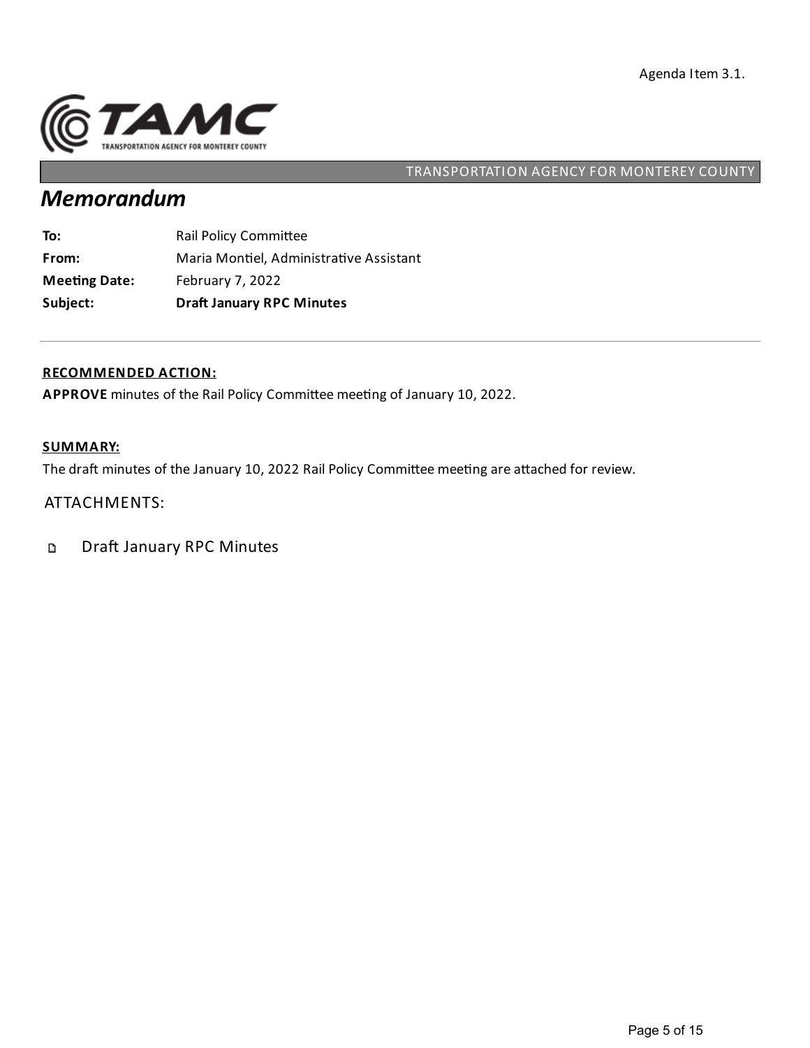Agenda Item 3.1.

TRANSPORTATION AGENCY FOR MONTEREY COUNTY

# *Memorandum*

| | |
|---|---|
| **To:** | Rail Policy Committee |
| **From:** | Maria Montiel, Administrative Assistant |
| **Meeting Date:** | February 7, 2022 |
| **Subject:** | **Draft January RPC Minutes** |

---

**RECOMMENDED ACTION:**

**APPROVE** minutes of the Rail Policy Committee meeting of January 10, 2022.

**SUMMARY:**

The draft minutes of the January 10, 2022 Rail Policy Committee meeting are attached for review.

ATTACHMENTS:

- Draft January RPC Minutes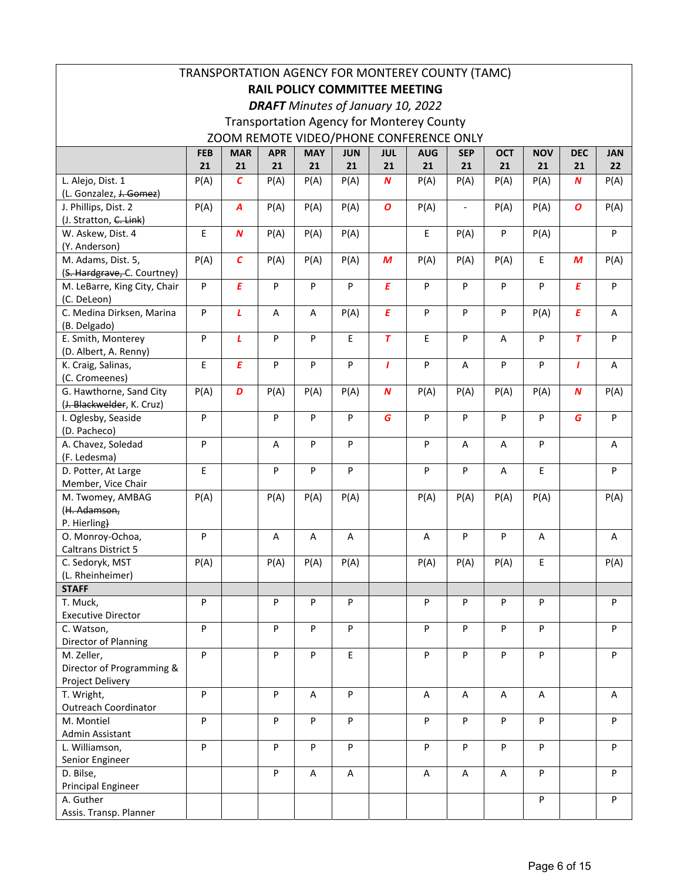TRANSPORTATION AGENCY FOR MONTEREY COUNTY (TAMC)

**RAIL POLICY COMMITTEE MEETING**

***DRAFT** Minutes of January 10, 2022*

Transportation Agency for Monterey County

ZOOM REMOTE VIDEO/PHONE CONFERENCE ONLY

| | FEB 21 | MAR 21 | APR 21 | MAY 21 | JUN 21 | JUL 21 | AUG 21 | SEP 21 | OCT 21 | NOV 21 | DEC 21 | JAN 22 |
|---|---|---|---|---|---|---|---|---|---|---|---|---|
| L. Alejo, Dist. 1 (L. Gonzalez, ~~J. Gomez~~) | P(A) | ***C*** | P(A) | P(A) | P(A) | ***N*** | P(A) | P(A) | P(A) | P(A) | ***N*** | P(A) |
| J. Phillips, Dist. 2 (J. Stratton, ~~C. Link~~) | P(A) | ***A*** | P(A) | P(A) | P(A) | ***O*** | P(A) | - | P(A) | P(A) | ***O*** | P(A) |
| W. Askew, Dist. 4 (Y. Anderson) | E | ***N*** | P(A) | P(A) | P(A) | | E | P(A) | P | P(A) | | P |
| M. Adams, Dist. 5, (~~S. Hardgrave,~~ C. Courtney) | P(A) | ***C*** | P(A) | P(A) | P(A) | ***M*** | P(A) | P(A) | P(A) | E | ***M*** | P(A) |
| M. LeBarre, King City, Chair (C. DeLeon) | P | ***E*** | P | P | P | ***E*** | P | P | P | P | ***E*** | P |
| C. Medina Dirksen, Marina (B. Delgado) | P | ***L*** | A | A | P(A) | ***E*** | P | P | P | P(A) | ***E*** | A |
| E. Smith, Monterey (D. Albert, A. Renny) | P | ***L*** | P | P | E | ***T*** | E | P | A | P | ***T*** | P |
| K. Craig, Salinas, (C. Cromeenes) | E | ***E*** | P | P | P | ***I*** | P | A | P | P | ***I*** | A |
| G. Hawthorne, Sand City (~~J. Blackwelder~~, K. Cruz) | P(A) | ***D*** | P(A) | P(A) | P(A) | ***N*** | P(A) | P(A) | P(A) | P(A) | ***N*** | P(A) |
| I. Oglesby, Seaside (D. Pacheco) | P | | P | P | P | ***G*** | P | P | P | P | ***G*** | P |
| A. Chavez, Soledad (F. Ledesma) | P | | A | P | P | | P | A | A | P | | A |
| D. Potter, At Large Member, Vice Chair | E | | P | P | P | | P | P | A | E | | P |
| M. Twomey, AMBAG (~~H. Adamson,~~ ~~P. Hierling~~) | P(A) | | P(A) | P(A) | P(A) | | P(A) | P(A) | P(A) | P(A) | | P(A) |
| O. Monroy-Ochoa, Caltrans District 5 | P | | A | A | A | | A | P | P | A | | A |
| C. Sedoryk, MST (L. Rheinheimer) | P(A) | | P(A) | P(A) | P(A) | | P(A) | P(A) | P(A) | E | | P(A) |
| **STAFF** | | | | | | | | | | | | |
| T. Muck, Executive Director | P | | P | P | P | | P | P | P | P | | P |
| C. Watson, Director of Planning | P | | P | P | P | | P | P | P | P | | P |
| M. Zeller, Director of Programming & Project Delivery | P | | P | P | E | | P | P | P | P | | P |
| T. Wright, Outreach Coordinator | P | | P | A | P | | A | A | A | A | | A |
| M. Montiel Admin Assistant | P | | P | P | P | | P | P | P | P | | P |
| L. Williamson, Senior Engineer | P | | P | P | P | | P | P | P | P | | P |
| D. Bilse, Principal Engineer | | | P | A | A | | A | A | A | P | | P |
| A. Guther Assis. Transp. Planner | | | | | | | | | | P | | P |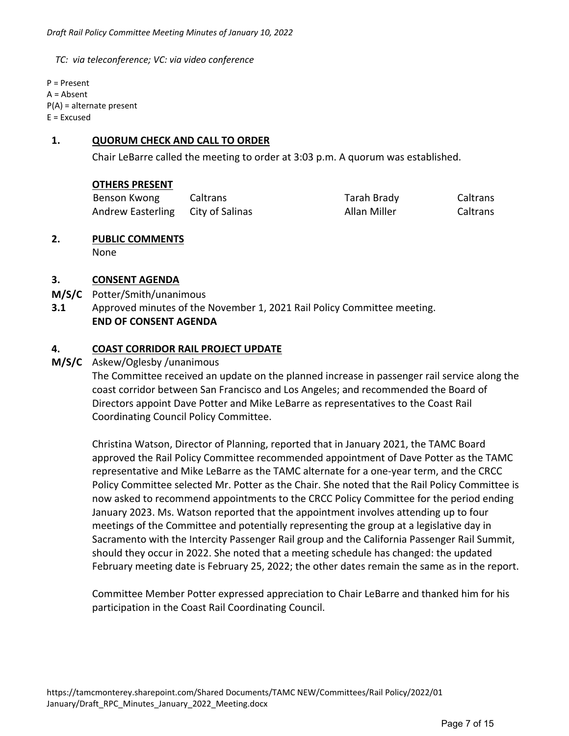*TC: via teleconference; VC: via video conference*

P = Present
A = Absent
P(A) = alternate present
E = Excused

**1. QUORUM CHECK AND CALL TO ORDER**

Chair LeBarre called the meeting to order at 3:03 p.m. A quorum was established.

**OTHERS PRESENT**

| | | | |
|---|---|---|---|
| Benson Kwong | Caltrans | Tarah Brady | Caltrans |
| Andrew Easterling | City of Salinas | Allan Miller | Caltrans |

**2. PUBLIC COMMENTS**

None

**3. CONSENT AGENDA**

**M/S/C** Potter/Smith/unanimous

**3.1** Approved minutes of the November 1, 2021 Rail Policy Committee meeting.

**END OF CONSENT AGENDA**

**4. COAST CORRIDOR RAIL PROJECT UPDATE**

**M/S/C** Askew/Oglesby /unanimous

The Committee received an update on the planned increase in passenger rail service along the coast corridor between San Francisco and Los Angeles; and recommended the Board of Directors appoint Dave Potter and Mike LeBarre as representatives to the Coast Rail Coordinating Council Policy Committee.

Christina Watson, Director of Planning, reported that in January 2021, the TAMC Board approved the Rail Policy Committee recommended appointment of Dave Potter as the TAMC representative and Mike LeBarre as the TAMC alternate for a one-year term, and the CRCC Policy Committee selected Mr. Potter as the Chair. She noted that the Rail Policy Committee is now asked to recommend appointments to the CRCC Policy Committee for the period ending January 2023. Ms. Watson reported that the appointment involves attending up to four meetings of the Committee and potentially representing the group at a legislative day in Sacramento with the Intercity Passenger Rail group and the California Passenger Rail Summit, should they occur in 2022. She noted that a meeting schedule has changed: the updated February meeting date is February 25, 2022; the other dates remain the same as in the report.

Committee Member Potter expressed appreciation to Chair LeBarre and thanked him for his participation in the Coast Rail Coordinating Council.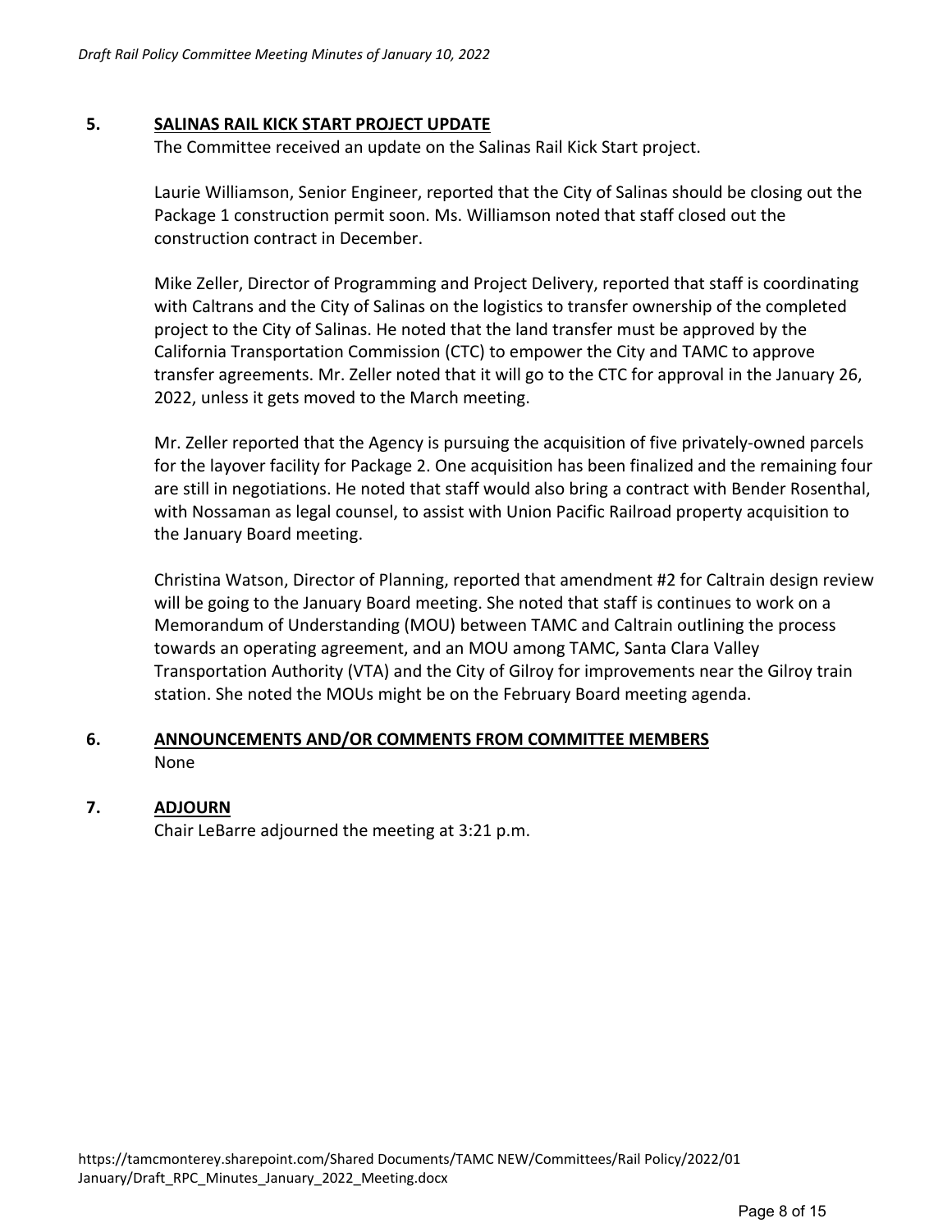**5. SALINAS RAIL KICK START PROJECT UPDATE**

The Committee received an update on the Salinas Rail Kick Start project.

Laurie Williamson, Senior Engineer, reported that the City of Salinas should be closing out the Package 1 construction permit soon. Ms. Williamson noted that staff closed out the construction contract in December.

Mike Zeller, Director of Programming and Project Delivery, reported that staff is coordinating with Caltrans and the City of Salinas on the logistics to transfer ownership of the completed project to the City of Salinas. He noted that the land transfer must be approved by the California Transportation Commission (CTC) to empower the City and TAMC to approve transfer agreements. Mr. Zeller noted that it will go to the CTC for approval in the January 26, 2022, unless it gets moved to the March meeting.

Mr. Zeller reported that the Agency is pursuing the acquisition of five privately-owned parcels for the layover facility for Package 2. One acquisition has been finalized and the remaining four are still in negotiations. He noted that staff would also bring a contract with Bender Rosenthal, with Nossaman as legal counsel, to assist with Union Pacific Railroad property acquisition to the January Board meeting.

Christina Watson, Director of Planning, reported that amendment #2 for Caltrain design review will be going to the January Board meeting. She noted that staff is continues to work on a Memorandum of Understanding (MOU) between TAMC and Caltrain outlining the process towards an operating agreement, and an MOU among TAMC, Santa Clara Valley Transportation Authority (VTA) and the City of Gilroy for improvements near the Gilroy train station. She noted the MOUs might be on the February Board meeting agenda.

**6. ANNOUNCEMENTS AND/OR COMMENTS FROM COMMITTEE MEMBERS**

None

**7. ADJOURN**

Chair LeBarre adjourned the meeting at 3:21 p.m.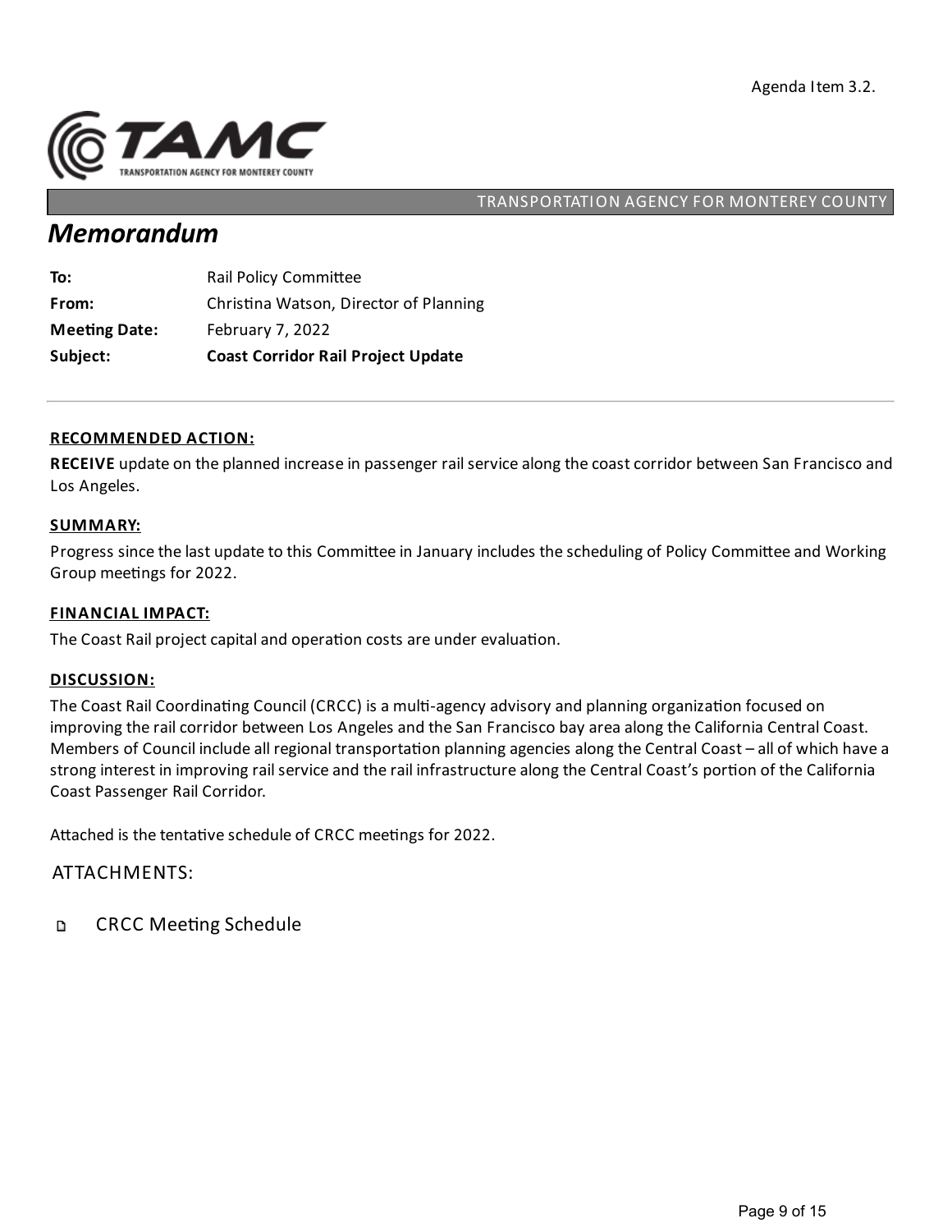Agenda Item 3.2.

TRANSPORTATION AGENCY FOR MONTEREY COUNTY

# *Memorandum*

| | |
|---|---|
| **To:** | Rail Policy Committee |
| **From:** | Christina Watson, Director of Planning |
| **Meeting Date:** | February 7, 2022 |
| **Subject:** | **Coast Corridor Rail Project Update** |

---

## RECOMMENDED ACTION:

**RECEIVE** update on the planned increase in passenger rail service along the coast corridor between San Francisco and Los Angeles.

## SUMMARY:

Progress since the last update to this Committee in January includes the scheduling of Policy Committee and Working Group meetings for 2022.

## FINANCIAL IMPACT:

The Coast Rail project capital and operation costs are under evaluation.

## DISCUSSION:

The Coast Rail Coordinating Council (CRCC) is a multi-agency advisory and planning organization focused on improving the rail corridor between Los Angeles and the San Francisco bay area along the California Central Coast. Members of Council include all regional transportation planning agencies along the Central Coast – all of which have a strong interest in improving rail service and the rail infrastructure along the Central Coast's portion of the California Coast Passenger Rail Corridor.

Attached is the tentative schedule of CRCC meetings for 2022.

## ATTACHMENTS:

- CRCC Meeting Schedule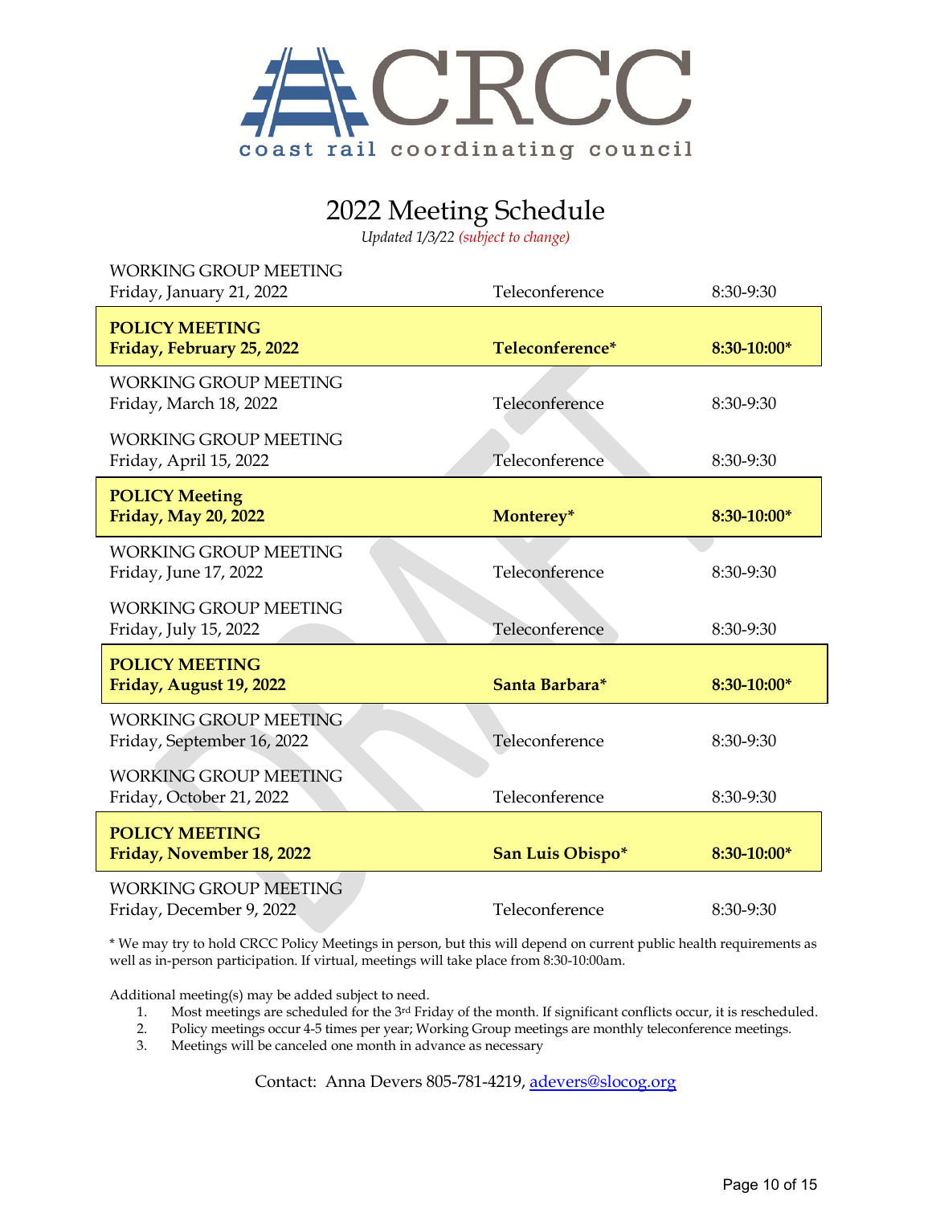# CRCC

coast rail coordinating council

## 2022 Meeting Schedule

*Updated 1/3/22 (subject to change)*

| Meeting | Location | Time |
|---|---|---|
| WORKING GROUP MEETING<br>Friday, January 21, 2022 | Teleconference | 8:30-9:30 |
| **POLICY MEETING**<br>**Friday, February 25, 2022** | **Teleconference*** | **8:30-10:00*** |
| WORKING GROUP MEETING<br>Friday, March 18, 2022 | Teleconference | 8:30-9:30 |
| WORKING GROUP MEETING<br>Friday, April 15, 2022 | Teleconference | 8:30-9:30 |
| **POLICY Meeting**<br>**Friday, May 20, 2022** | **Monterey*** | **8:30-10:00*** |
| WORKING GROUP MEETING<br>Friday, June 17, 2022 | Teleconference | 8:30-9:30 |
| WORKING GROUP MEETING<br>Friday, July 15, 2022 | Teleconference | 8:30-9:30 |
| **POLICY MEETING**<br>**Friday, August 19, 2022** | **Santa Barbara*** | **8:30-10:00*** |
| WORKING GROUP MEETING<br>Friday, September 16, 2022 | Teleconference | 8:30-9:30 |
| WORKING GROUP MEETING<br>Friday, October 21, 2022 | Teleconference | 8:30-9:30 |
| **POLICY MEETING**<br>**Friday, November 18, 2022** | **San Luis Obispo*** | **8:30-10:00*** |
| WORKING GROUP MEETING<br>Friday, December 9, 2022 | Teleconference | 8:30-9:30 |

* We may try to hold CRCC Policy Meetings in person, but this will depend on current public health requirements as well as in-person participation. If virtual, meetings will take place from 8:30-10:00am.

Additional meeting(s) may be added subject to need.

1. Most meetings are scheduled for the 3rd Friday of the month. If significant conflicts occur, it is rescheduled.
2. Policy meetings occur 4-5 times per year; Working Group meetings are monthly teleconference meetings.
3. Meetings will be canceled one month in advance as necessary

Contact: Anna Devers 805-781-4219, adevers@slocog.org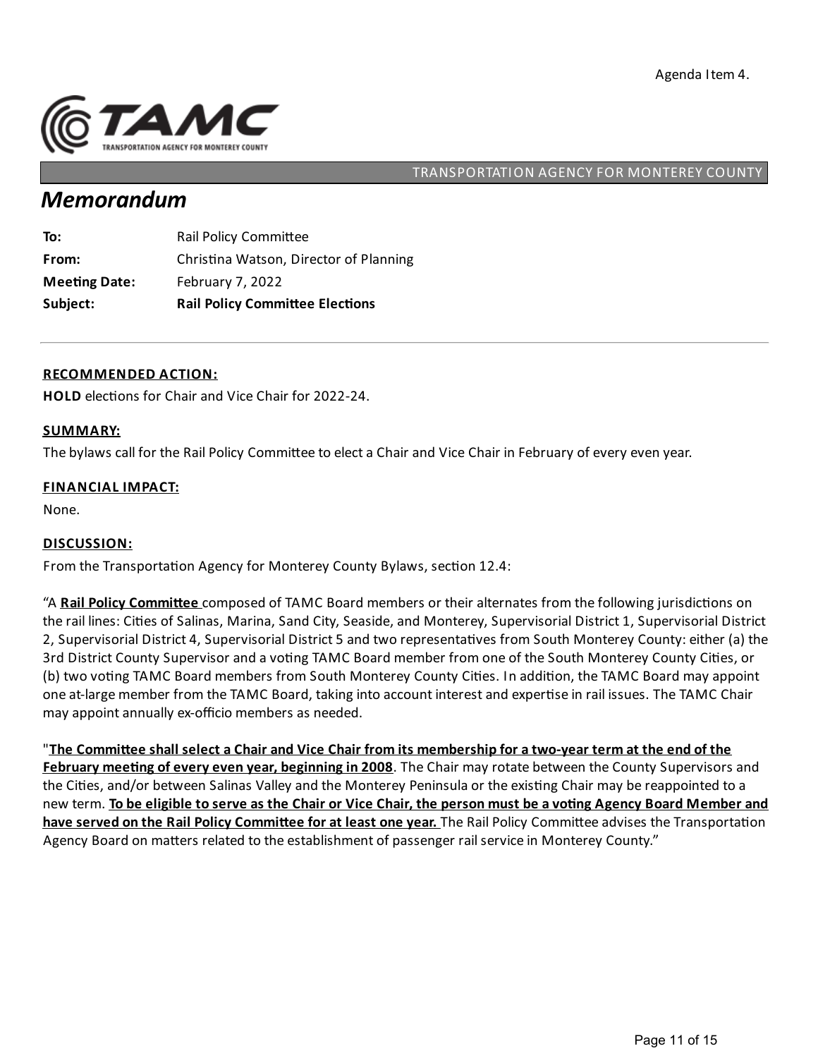Agenda Item 4.

TRANSPORTATION AGENCY FOR MONTEREY COUNTY

# *Memorandum*

| | |
|---|---|
| **To:** | Rail Policy Committee |
| **From:** | Christina Watson, Director of Planning |
| **Meeting Date:** | February 7, 2022 |
| **Subject:** | **Rail Policy Committee Elections** |

---

**RECOMMENDED ACTION:**

**HOLD** elections for Chair and Vice Chair for 2022-24.

**SUMMARY:**

The bylaws call for the Rail Policy Committee to elect a Chair and Vice Chair in February of every even year.

**FINANCIAL IMPACT:**

None.

**DISCUSSION:**

From the Transportation Agency for Monterey County Bylaws, section 12.4:

"A **Rail Policy Committee** composed of TAMC Board members or their alternates from the following jurisdictions on the rail lines: Cities of Salinas, Marina, Sand City, Seaside, and Monterey, Supervisorial District 1, Supervisorial District 2, Supervisorial District 4, Supervisorial District 5 and two representatives from South Monterey County: either (a) the 3rd District County Supervisor and a voting TAMC Board member from one of the South Monterey County Cities, or (b) two voting TAMC Board members from South Monterey County Cities. In addition, the TAMC Board may appoint one at-large member from the TAMC Board, taking into account interest and expertise in rail issues. The TAMC Chair may appoint annually ex-officio members as needed.

"**The Committee shall select a Chair and Vice Chair from its membership for a two-year term at the end of the February meeting of every even year, beginning in 2008**. The Chair may rotate between the County Supervisors and the Cities, and/or between Salinas Valley and the Monterey Peninsula or the existing Chair may be reappointed to a new term. **To be eligible to serve as the Chair or Vice Chair, the person must be a voting Agency Board Member and have served on the Rail Policy Committee for at least one year.** The Rail Policy Committee advises the Transportation Agency Board on matters related to the establishment of passenger rail service in Monterey County."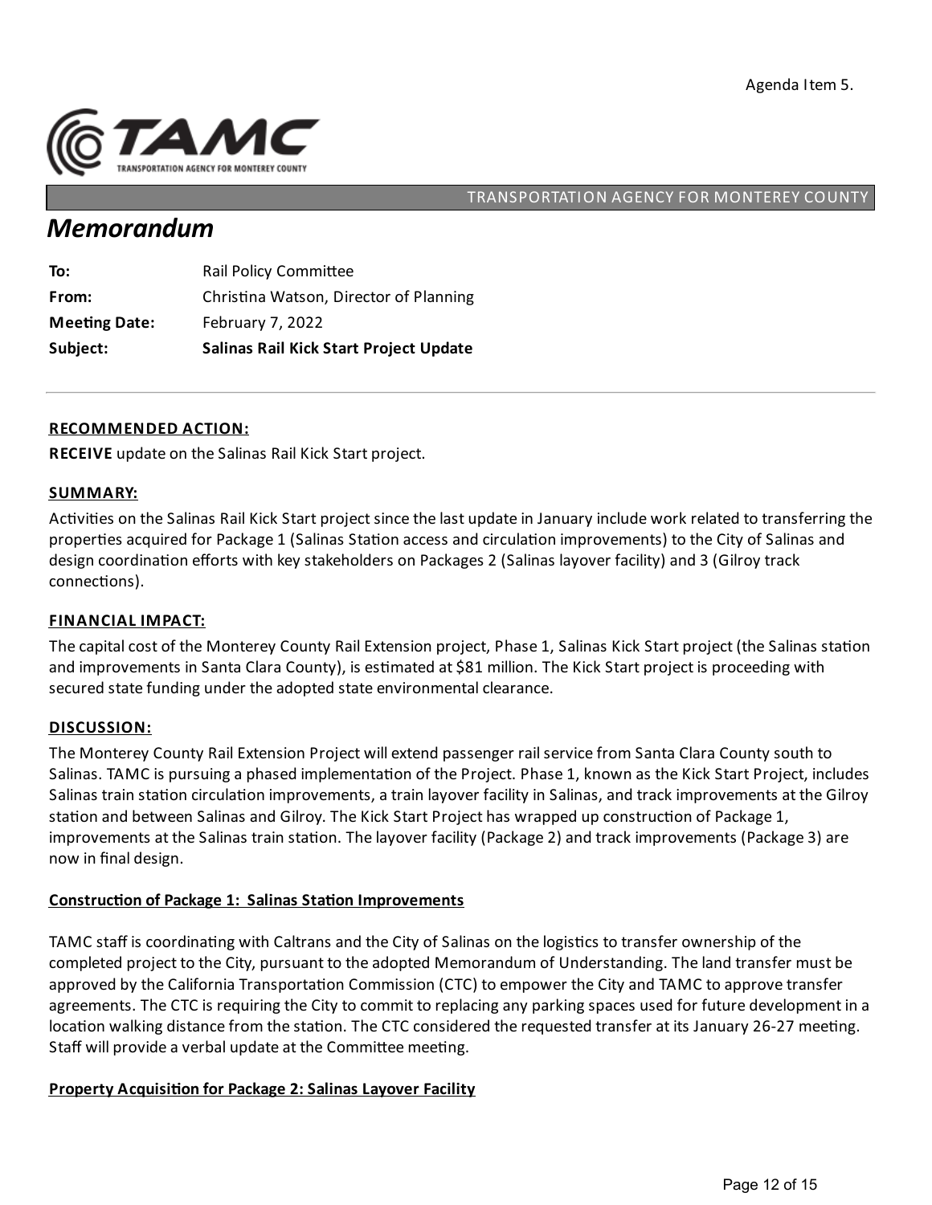Agenda Item 5.

TRANSPORTATION AGENCY FOR MONTEREY COUNTY

# Memorandum

**To:** Rail Policy Committee
**From:** Christina Watson, Director of Planning
**Meeting Date:** February 7, 2022
**Subject:** **Salinas Rail Kick Start Project Update**

---

## RECOMMENDED ACTION:

**RECEIVE** update on the Salinas Rail Kick Start project.

## SUMMARY:

Activities on the Salinas Rail Kick Start project since the last update in January include work related to transferring the properties acquired for Package 1 (Salinas Station access and circulation improvements) to the City of Salinas and design coordination efforts with key stakeholders on Packages 2 (Salinas layover facility) and 3 (Gilroy track connections).

## FINANCIAL IMPACT:

The capital cost of the Monterey County Rail Extension project, Phase 1, Salinas Kick Start project (the Salinas station and improvements in Santa Clara County), is estimated at $81 million. The Kick Start project is proceeding with secured state funding under the adopted state environmental clearance.

## DISCUSSION:

The Monterey County Rail Extension Project will extend passenger rail service from Santa Clara County south to Salinas. TAMC is pursuing a phased implementation of the Project. Phase 1, known as the Kick Start Project, includes Salinas train station circulation improvements, a train layover facility in Salinas, and track improvements at the Gilroy station and between Salinas and Gilroy. The Kick Start Project has wrapped up construction of Package 1, improvements at the Salinas train station. The layover facility (Package 2) and track improvements (Package 3) are now in final design.

### Construction of Package 1: Salinas Station Improvements

TAMC staff is coordinating with Caltrans and the City of Salinas on the logistics to transfer ownership of the completed project to the City, pursuant to the adopted Memorandum of Understanding. The land transfer must be approved by the California Transportation Commission (CTC) to empower the City and TAMC to approve transfer agreements. The CTC is requiring the City to commit to replacing any parking spaces used for future development in a location walking distance from the station. The CTC considered the requested transfer at its January 26-27 meeting. Staff will provide a verbal update at the Committee meeting.

### Property Acquisition for Package 2: Salinas Layover Facility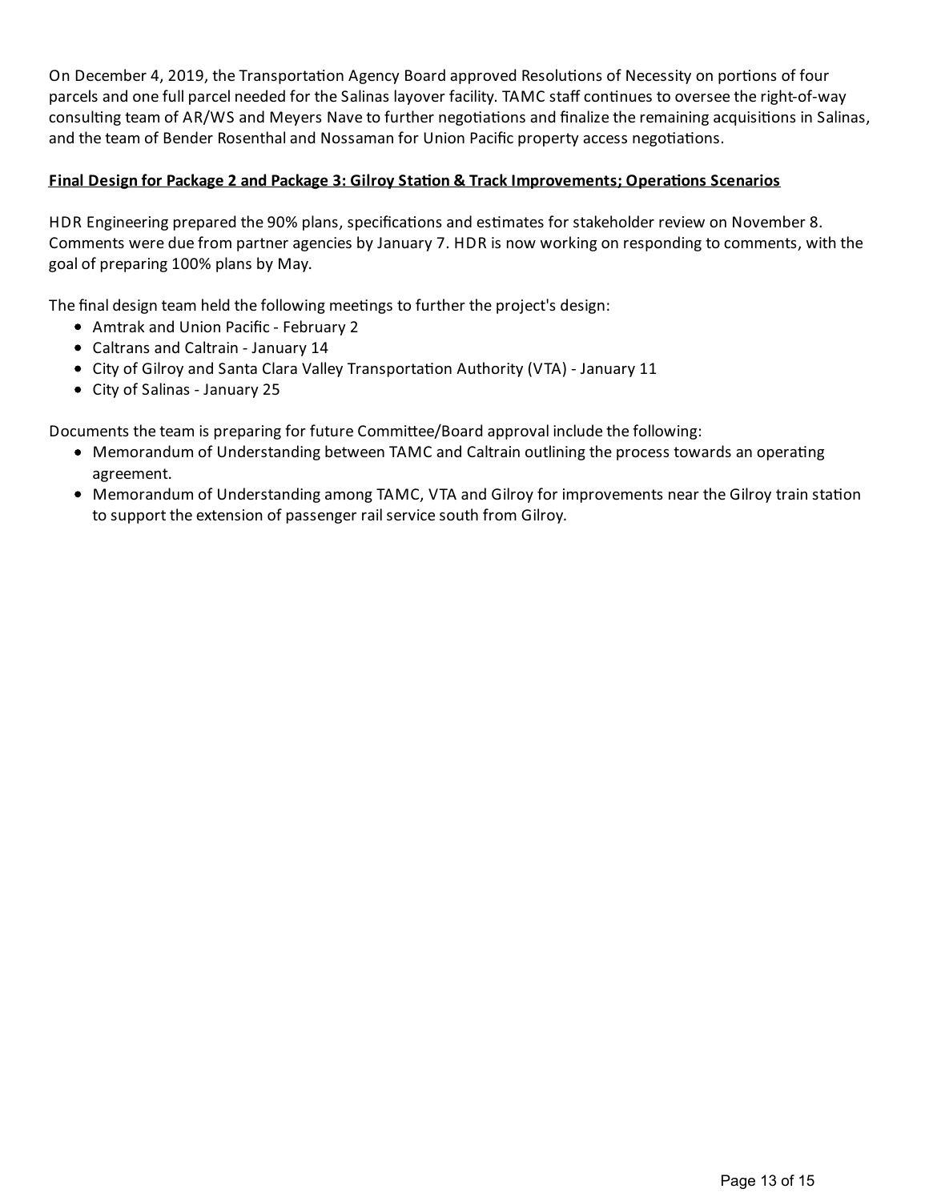On December 4, 2019, the Transportation Agency Board approved Resolutions of Necessity on portions of four parcels and one full parcel needed for the Salinas layover facility. TAMC staff continues to oversee the right-of-way consulting team of AR/WS and Meyers Nave to further negotiations and finalize the remaining acquisitions in Salinas, and the team of Bender Rosenthal and Nossaman for Union Pacific property access negotiations.

**Final Design for Package 2 and Package 3: Gilroy Station & Track Improvements; Operations Scenarios**

HDR Engineering prepared the 90% plans, specifications and estimates for stakeholder review on November 8. Comments were due from partner agencies by January 7. HDR is now working on responding to comments, with the goal of preparing 100% plans by May.

The final design team held the following meetings to further the project's design:

- Amtrak and Union Pacific - February 2
- Caltrans and Caltrain - January 14
- City of Gilroy and Santa Clara Valley Transportation Authority (VTA) - January 11
- City of Salinas - January 25

Documents the team is preparing for future Committee/Board approval include the following:

- Memorandum of Understanding between TAMC and Caltrain outlining the process towards an operating agreement.
- Memorandum of Understanding among TAMC, VTA and Gilroy for improvements near the Gilroy train station to support the extension of passenger rail service south from Gilroy.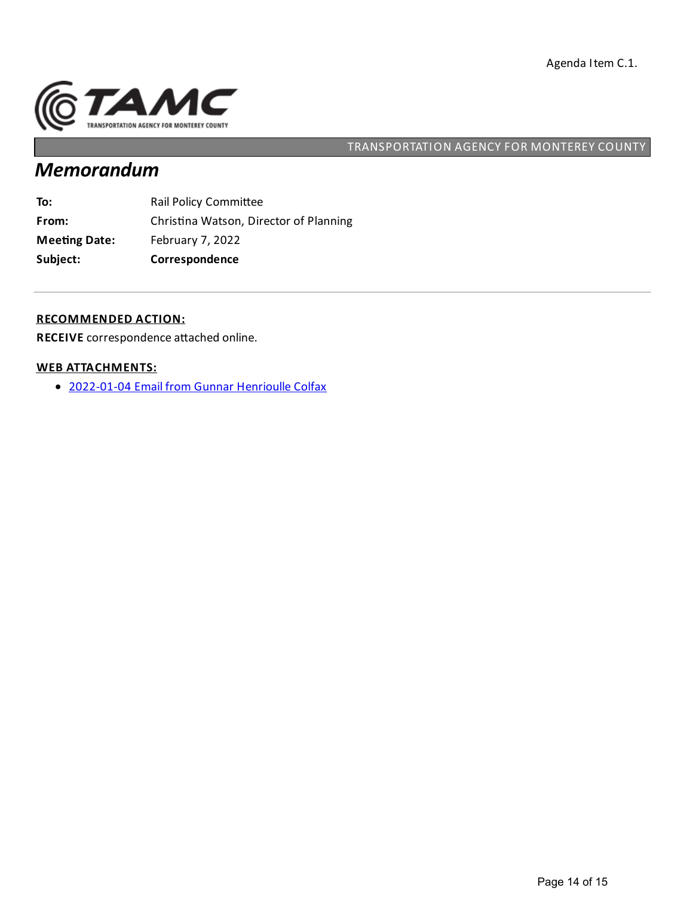Agenda Item C.1.

TAMC
TRANSPORTATION AGENCY FOR MONTEREY COUNTY

TRANSPORTATION AGENCY FOR MONTEREY COUNTY

# *Memorandum*

| | |
|---|---|
| **To:** | Rail Policy Committee |
| **From:** | Christina Watson, Director of Planning |
| **Meeting Date:** | February 7, 2022 |
| **Subject:** | **Correspondence** |

---

**RECOMMENDED ACTION:**

**RECEIVE** correspondence attached online.

**WEB ATTACHMENTS:**

- 2022-01-04 Email from Gunnar Henrioulle Colfax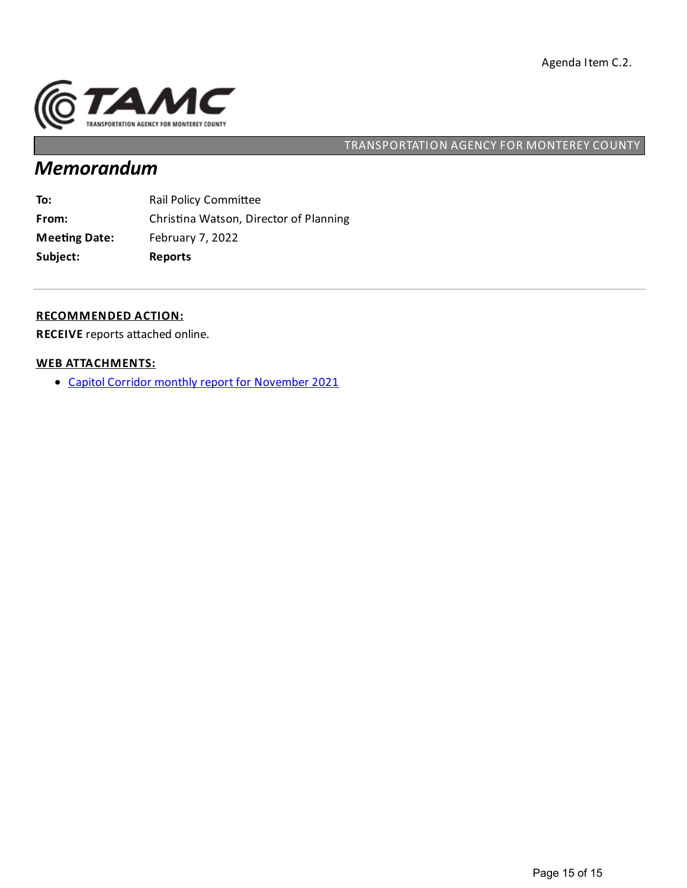Agenda Item C.2.

TAMC
TRANSPORTATION AGENCY FOR MONTEREY COUNTY

TRANSPORTATION AGENCY FOR MONTEREY COUNTY

# *Memorandum*

| | |
|---|---|
| **To:** | Rail Policy Committee |
| **From:** | Christina Watson, Director of Planning |
| **Meeting Date:** | February 7, 2022 |
| **Subject:** | **Reports** |

---

**RECOMMENDED ACTION:**

**RECEIVE** reports attached online.

**WEB ATTACHMENTS:**

- Capitol Corridor monthly report for November 2021